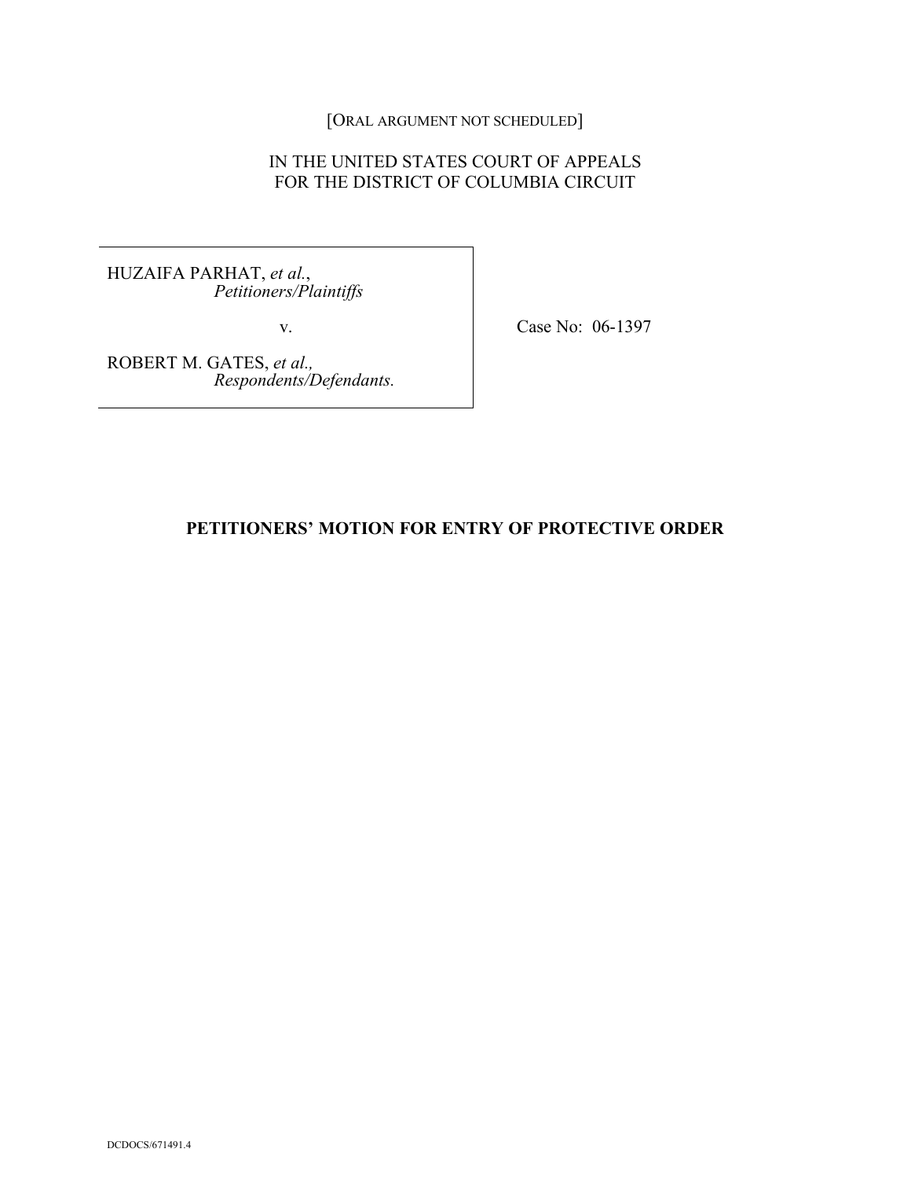[ORAL ARGUMENT NOT SCHEDULED]

IN THE UNITED STATES COURT OF APPEALS
FOR THE DISTRICT OF COLUMBIA CIRCUIT

HUZAIFA PARHAT, *et al.*,
*Petitioners/Plaintiffs*

v.

ROBERT M. GATES, *et al.,*
*Respondents/Defendants.*

Case No: 06-1397

**PETITIONERS' MOTION FOR ENTRY OF PROTECTIVE ORDER**

DCDOCS/671491.4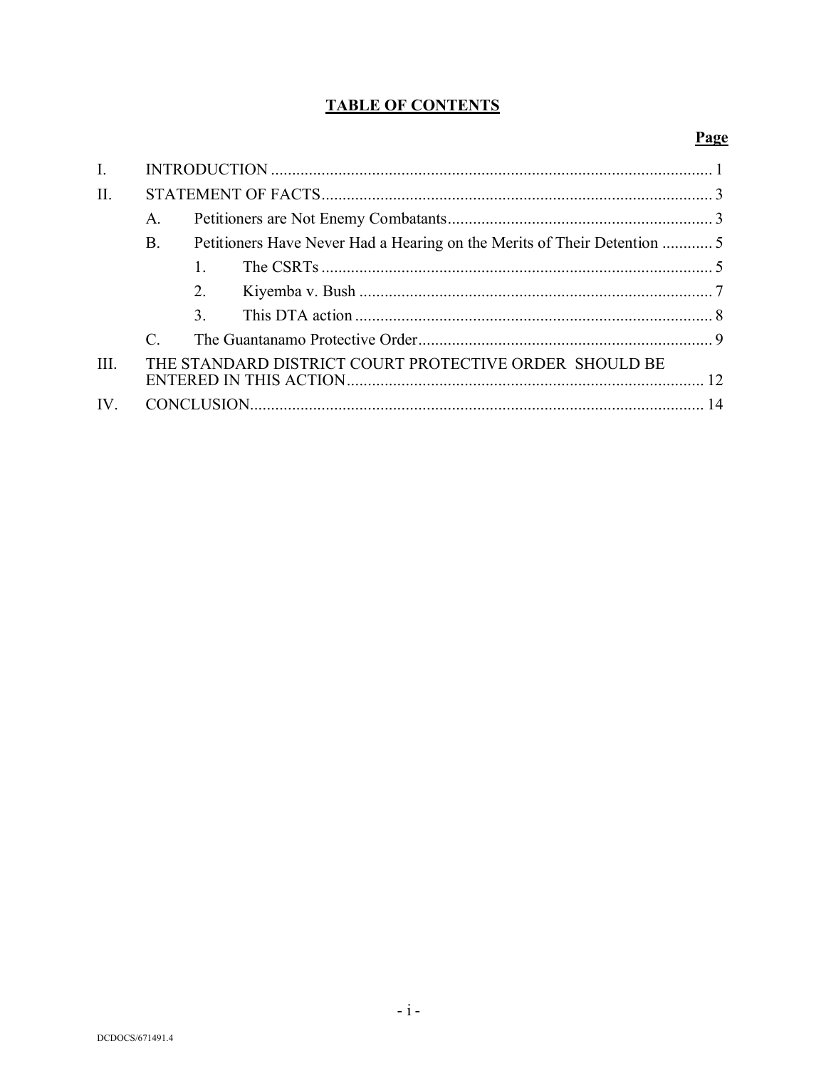# TABLE OF CONTENTS

| | | | | Page |
|---|---|---|---|---|
| I. | INTRODUCTION | | | 1 |
| II. | STATEMENT OF FACTS | | | 3 |
| | A. | Petitioners are Not Enemy Combatants | | 3 |
| | B. | Petitioners Have Never Had a Hearing on the Merits of Their Detention | | 5 |
| | | 1. | The CSRTs | 5 |
| | | 2. | Kiyemba v. Bush | 7 |
| | | 3. | This DTA action | 8 |
| | C. | The Guantanamo Protective Order | | 9 |
| III. | THE STANDARD DISTRICT COURT PROTECTIVE ORDER SHOULD BE ENTERED IN THIS ACTION | | | 12 |
| IV. | CONCLUSION | | | 14 |

DCDOCS/671491.4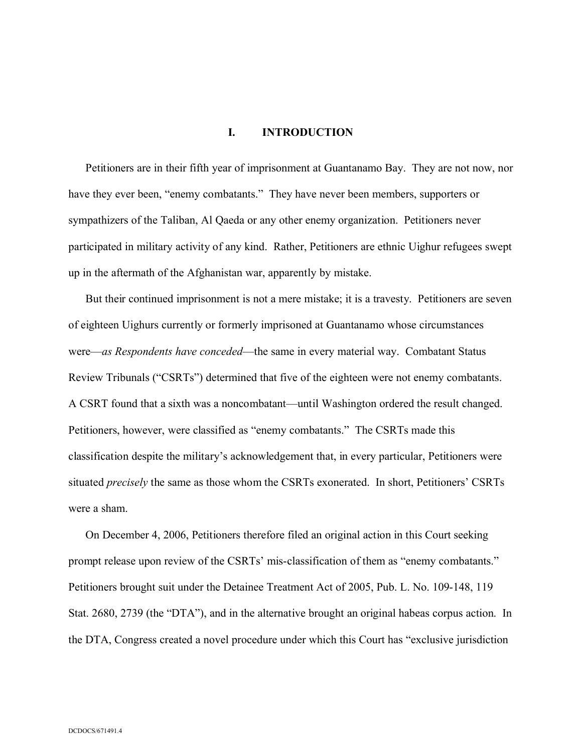## I. INTRODUCTION

Petitioners are in their fifth year of imprisonment at Guantanamo Bay. They are not now, nor have they ever been, "enemy combatants." They have never been members, supporters or sympathizers of the Taliban, Al Qaeda or any other enemy organization. Petitioners never participated in military activity of any kind. Rather, Petitioners are ethnic Uighur refugees swept up in the aftermath of the Afghanistan war, apparently by mistake.

But their continued imprisonment is not a mere mistake; it is a travesty. Petitioners are seven of eighteen Uighurs currently or formerly imprisoned at Guantanamo whose circumstances were—*as Respondents have conceded*—the same in every material way. Combatant Status Review Tribunals ("CSRTs") determined that five of the eighteen were not enemy combatants. A CSRT found that a sixth was a noncombatant—until Washington ordered the result changed. Petitioners, however, were classified as "enemy combatants." The CSRTs made this classification despite the military's acknowledgement that, in every particular, Petitioners were situated *precisely* the same as those whom the CSRTs exonerated. In short, Petitioners' CSRTs were a sham.

On December 4, 2006, Petitioners therefore filed an original action in this Court seeking prompt release upon review of the CSRTs' mis-classification of them as "enemy combatants." Petitioners brought suit under the Detainee Treatment Act of 2005, Pub. L. No. 109-148, 119 Stat. 2680, 2739 (the "DTA"), and in the alternative brought an original habeas corpus action. In the DTA, Congress created a novel procedure under which this Court has "exclusive jurisdiction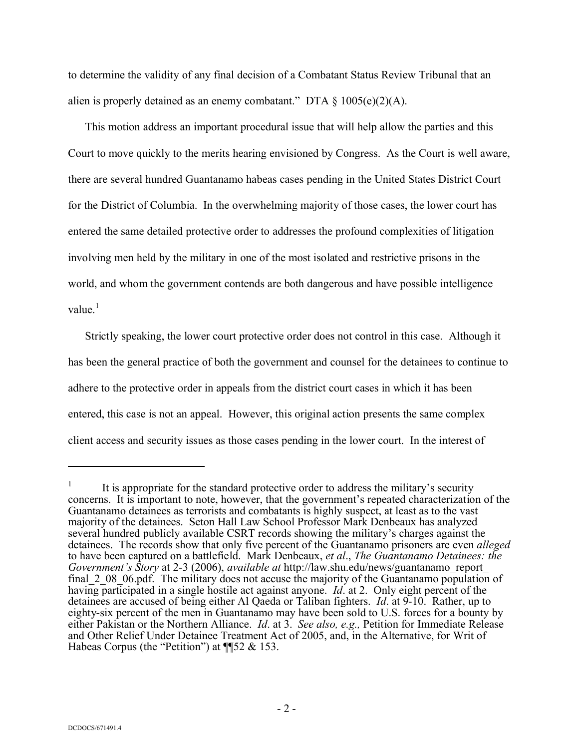to determine the validity of any final decision of a Combatant Status Review Tribunal that an alien is properly detained as an enemy combatant." DTA § 1005(e)(2)(A).

This motion address an important procedural issue that will help allow the parties and this Court to move quickly to the merits hearing envisioned by Congress. As the Court is well aware, there are several hundred Guantanamo habeas cases pending in the United States District Court for the District of Columbia. In the overwhelming majority of those cases, the lower court has entered the same detailed protective order to addresses the profound complexities of litigation involving men held by the military in one of the most isolated and restrictive prisons in the world, and whom the government contends are both dangerous and have possible intelligence value.[1]

Strictly speaking, the lower court protective order does not control in this case. Although it has been the general practice of both the government and counsel for the detainees to continue to adhere to the protective order in appeals from the district court cases in which it has been entered, this case is not an appeal. However, this original action presents the same complex client access and security issues as those cases pending in the lower court. In the interest of

---

[1] It is appropriate for the standard protective order to address the military's security concerns. It is important to note, however, that the government's repeated characterization of the Guantanamo detainees as terrorists and combatants is highly suspect, at least as to the vast majority of the detainees. Seton Hall Law School Professor Mark Denbeaux has analyzed several hundred publicly available CSRT records showing the military's charges against the detainees. The records show that only five percent of the Guantanamo prisoners are even *alleged* to have been captured on a battlefield. Mark Denbeaux, *et al*., *The Guantanamo Detainees: the Government's Story* at 2-3 (2006), *available at* http://law.shu.edu/news/guantanamo_report_final_2_08_06.pdf. The military does not accuse the majority of the Guantanamo population of having participated in a single hostile act against anyone. *Id*. at 2. Only eight percent of the detainees are accused of being either Al Qaeda or Taliban fighters. *Id*. at 9-10. Rather, up to eighty-six percent of the men in Guantanamo may have been sold to U.S. forces for a bounty by either Pakistan or the Northern Alliance. *Id*. at 3. *See also, e.g.,* Petition for Immediate Release and Other Relief Under Detainee Treatment Act of 2005, and, in the Alternative, for Writ of Habeas Corpus (the "Petition") at ¶¶52 & 153.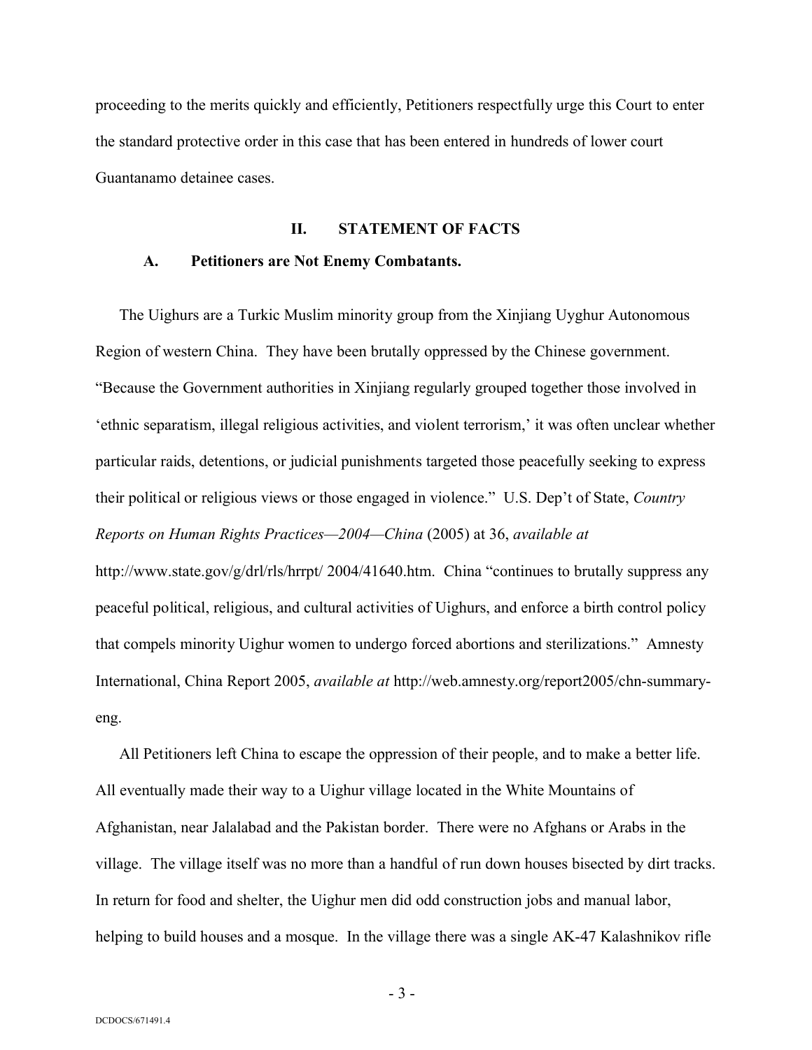proceeding to the merits quickly and efficiently, Petitioners respectfully urge this Court to enter the standard protective order in this case that has been entered in hundreds of lower court Guantanamo detainee cases.

## II. STATEMENT OF FACTS

### A. Petitioners are Not Enemy Combatants.

The Uighurs are a Turkic Muslim minority group from the Xinjiang Uyghur Autonomous Region of western China. They have been brutally oppressed by the Chinese government. "Because the Government authorities in Xinjiang regularly grouped together those involved in 'ethnic separatism, illegal religious activities, and violent terrorism,' it was often unclear whether particular raids, detentions, or judicial punishments targeted those peacefully seeking to express their political or religious views or those engaged in violence." U.S. Dep't of State, *Country Reports on Human Rights Practices—2004—China* (2005) at 36, *available at* http://www.state.gov/g/drl/rls/hrrpt/ 2004/41640.htm. China "continues to brutally suppress any peaceful political, religious, and cultural activities of Uighurs, and enforce a birth control policy that compels minority Uighur women to undergo forced abortions and sterilizations." Amnesty International, China Report 2005, *available at* http://web.amnesty.org/report2005/chn-summary-eng.

All Petitioners left China to escape the oppression of their people, and to make a better life. All eventually made their way to a Uighur village located in the White Mountains of Afghanistan, near Jalalabad and the Pakistan border. There were no Afghans or Arabs in the village. The village itself was no more than a handful of run down houses bisected by dirt tracks. In return for food and shelter, the Uighur men did odd construction jobs and manual labor, helping to build houses and a mosque. In the village there was a single AK-47 Kalashnikov rifle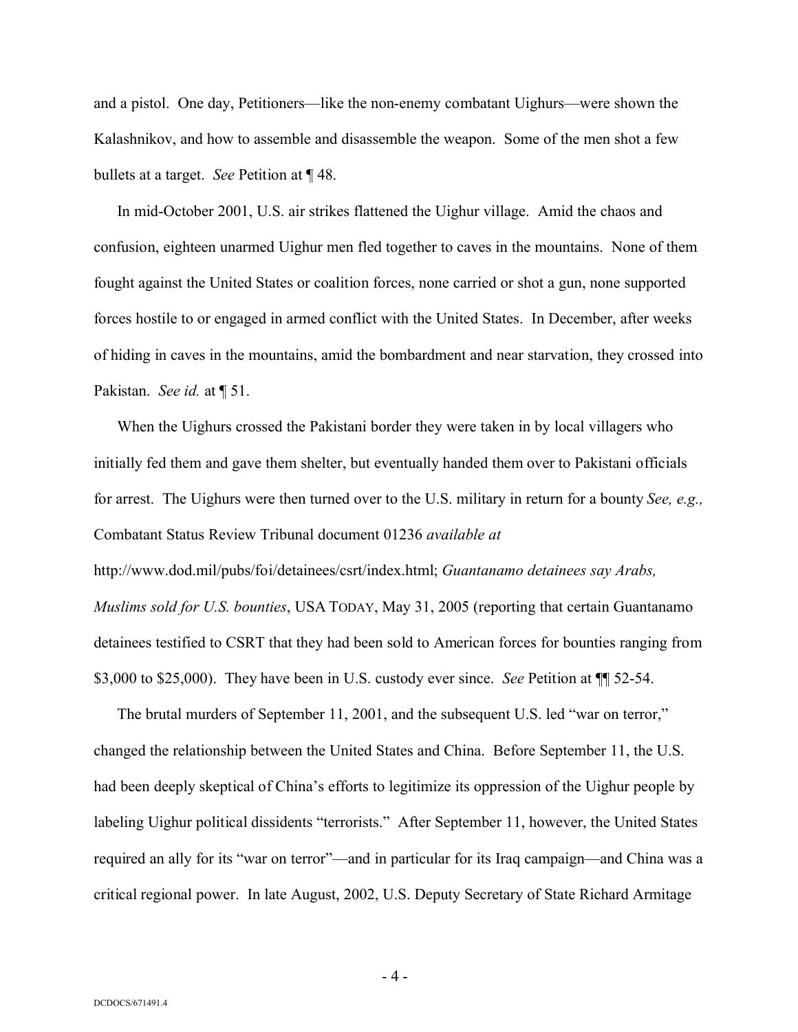and a pistol. One day, Petitioners—like the non-enemy combatant Uighurs—were shown the Kalashnikov, and how to assemble and disassemble the weapon. Some of the men shot a few bullets at a target. *See* Petition at ¶ 48.

In mid-October 2001, U.S. air strikes flattened the Uighur village. Amid the chaos and confusion, eighteen unarmed Uighur men fled together to caves in the mountains. None of them fought against the United States or coalition forces, none carried or shot a gun, none supported forces hostile to or engaged in armed conflict with the United States. In December, after weeks of hiding in caves in the mountains, amid the bombardment and near starvation, they crossed into Pakistan. *See id.* at ¶ 51.

When the Uighurs crossed the Pakistani border they were taken in by local villagers who initially fed them and gave them shelter, but eventually handed them over to Pakistani officials for arrest. The Uighurs were then turned over to the U.S. military in return for a bounty *See, e.g.,* Combatant Status Review Tribunal document 01236 *available at* http://www.dod.mil/pubs/foi/detainees/csrt/index.html; *Guantanamo detainees say Arabs, Muslims sold for U.S. bounties*, USA TODAY, May 31, 2005 (reporting that certain Guantanamo detainees testified to CSRT that they had been sold to American forces for bounties ranging from $3,000 to $25,000). They have been in U.S. custody ever since. *See* Petition at ¶¶ 52-54.

The brutal murders of September 11, 2001, and the subsequent U.S. led "war on terror," changed the relationship between the United States and China. Before September 11, the U.S. had been deeply skeptical of China's efforts to legitimize its oppression of the Uighur people by labeling Uighur political dissidents "terrorists." After September 11, however, the United States required an ally for its "war on terror"—and in particular for its Iraq campaign—and China was a critical regional power. In late August, 2002, U.S. Deputy Secretary of State Richard Armitage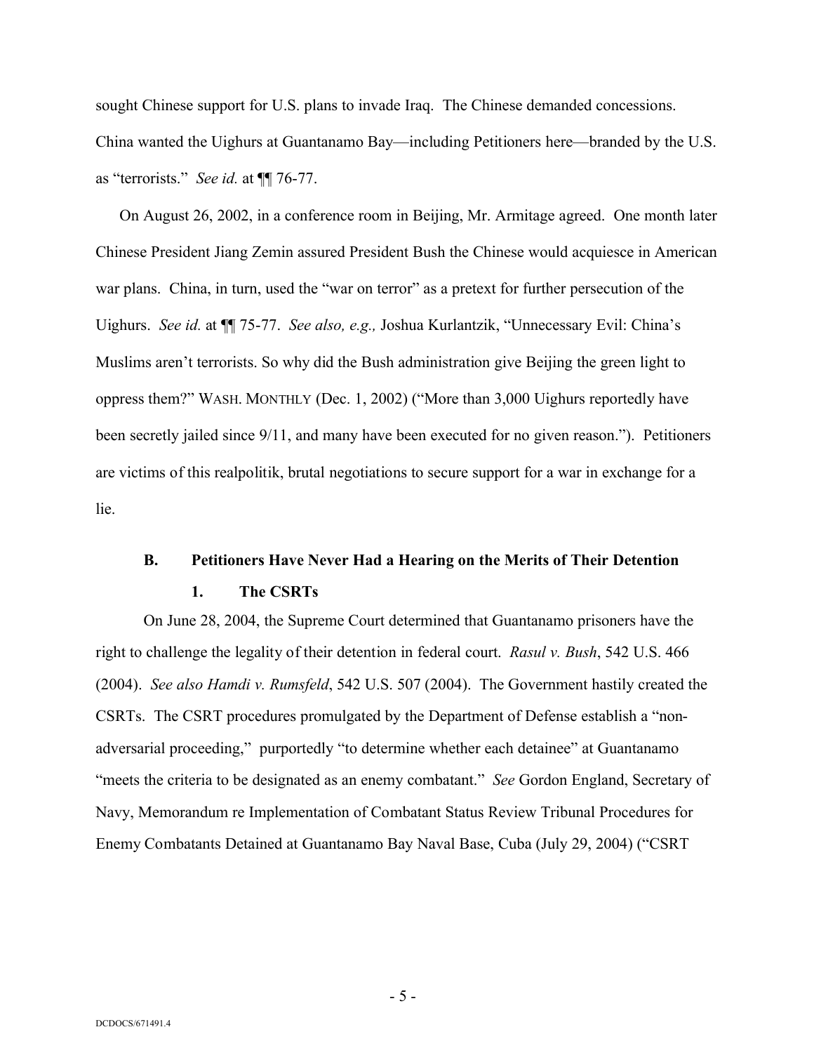sought Chinese support for U.S. plans to invade Iraq. The Chinese demanded concessions. China wanted the Uighurs at Guantanamo Bay—including Petitioners here—branded by the U.S. as "terrorists." *See id.* at ¶¶ 76-77.

On August 26, 2002, in a conference room in Beijing, Mr. Armitage agreed. One month later Chinese President Jiang Zemin assured President Bush the Chinese would acquiesce in American war plans. China, in turn, used the "war on terror" as a pretext for further persecution of the Uighurs. *See id.* at ¶¶ 75-77. *See also, e.g.,* Joshua Kurlantzik, "Unnecessary Evil: China's Muslims aren't terrorists. So why did the Bush administration give Beijing the green light to oppress them?" WASH. MONTHLY (Dec. 1, 2002) ("More than 3,000 Uighurs reportedly have been secretly jailed since 9/11, and many have been executed for no given reason."). Petitioners are victims of this realpolitik, brutal negotiations to secure support for a war in exchange for a lie.

### B. Petitioners Have Never Had a Hearing on the Merits of Their Detention

#### 1. The CSRTs

On June 28, 2004, the Supreme Court determined that Guantanamo prisoners have the right to challenge the legality of their detention in federal court. *Rasul v. Bush*, 542 U.S. 466 (2004). *See also Hamdi v. Rumsfeld*, 542 U.S. 507 (2004). The Government hastily created the CSRTs. The CSRT procedures promulgated by the Department of Defense establish a "non-adversarial proceeding," purportedly "to determine whether each detainee" at Guantanamo "meets the criteria to be designated as an enemy combatant." *See* Gordon England, Secretary of Navy, Memorandum re Implementation of Combatant Status Review Tribunal Procedures for Enemy Combatants Detained at Guantanamo Bay Naval Base, Cuba (July 29, 2004) ("CSRT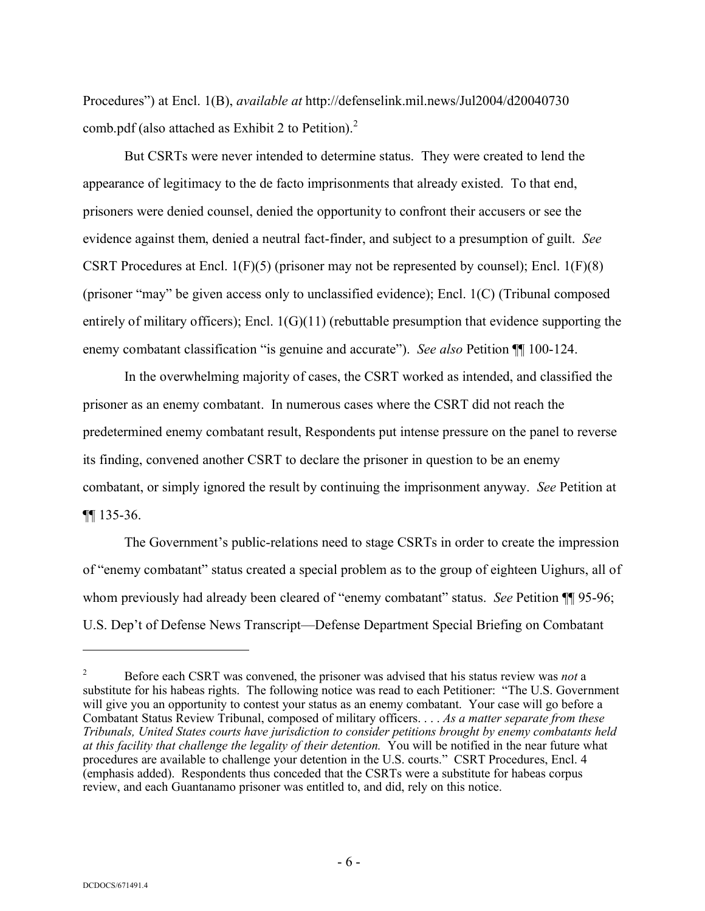Procedures") at Encl. 1(B), *available at* http://defenselink.mil.news/Jul2004/d20040730 comb.pdf (also attached as Exhibit 2 to Petition).[2]

But CSRTs were never intended to determine status. They were created to lend the appearance of legitimacy to the de facto imprisonments that already existed. To that end, prisoners were denied counsel, denied the opportunity to confront their accusers or see the evidence against them, denied a neutral fact-finder, and subject to a presumption of guilt. *See* CSRT Procedures at Encl. 1(F)(5) (prisoner may not be represented by counsel); Encl. 1(F)(8) (prisoner "may" be given access only to unclassified evidence); Encl. 1(C) (Tribunal composed entirely of military officers); Encl. 1(G)(11) (rebuttable presumption that evidence supporting the enemy combatant classification "is genuine and accurate"). *See also* Petition ¶¶ 100-124.

In the overwhelming majority of cases, the CSRT worked as intended, and classified the prisoner as an enemy combatant. In numerous cases where the CSRT did not reach the predetermined enemy combatant result, Respondents put intense pressure on the panel to reverse its finding, convened another CSRT to declare the prisoner in question to be an enemy combatant, or simply ignored the result by continuing the imprisonment anyway. *See* Petition at ¶¶ 135-36.

The Government's public-relations need to stage CSRTs in order to create the impression of "enemy combatant" status created a special problem as to the group of eighteen Uighurs, all of whom previously had already been cleared of "enemy combatant" status. *See* Petition ¶¶ 95-96; U.S. Dep't of Defense News Transcript—Defense Department Special Briefing on Combatant

---

[2] Before each CSRT was convened, the prisoner was advised that his status review was *not* a substitute for his habeas rights. The following notice was read to each Petitioner: "The U.S. Government will give you an opportunity to contest your status as an enemy combatant. Your case will go before a Combatant Status Review Tribunal, composed of military officers. . . . *As a matter separate from these Tribunals, United States courts have jurisdiction to consider petitions brought by enemy combatants held at this facility that challenge the legality of their detention.* You will be notified in the near future what procedures are available to challenge your detention in the U.S. courts." CSRT Procedures, Encl. 4 (emphasis added). Respondents thus conceded that the CSRTs were a substitute for habeas corpus review, and each Guantanamo prisoner was entitled to, and did, rely on this notice.

DCDOCS/671491.4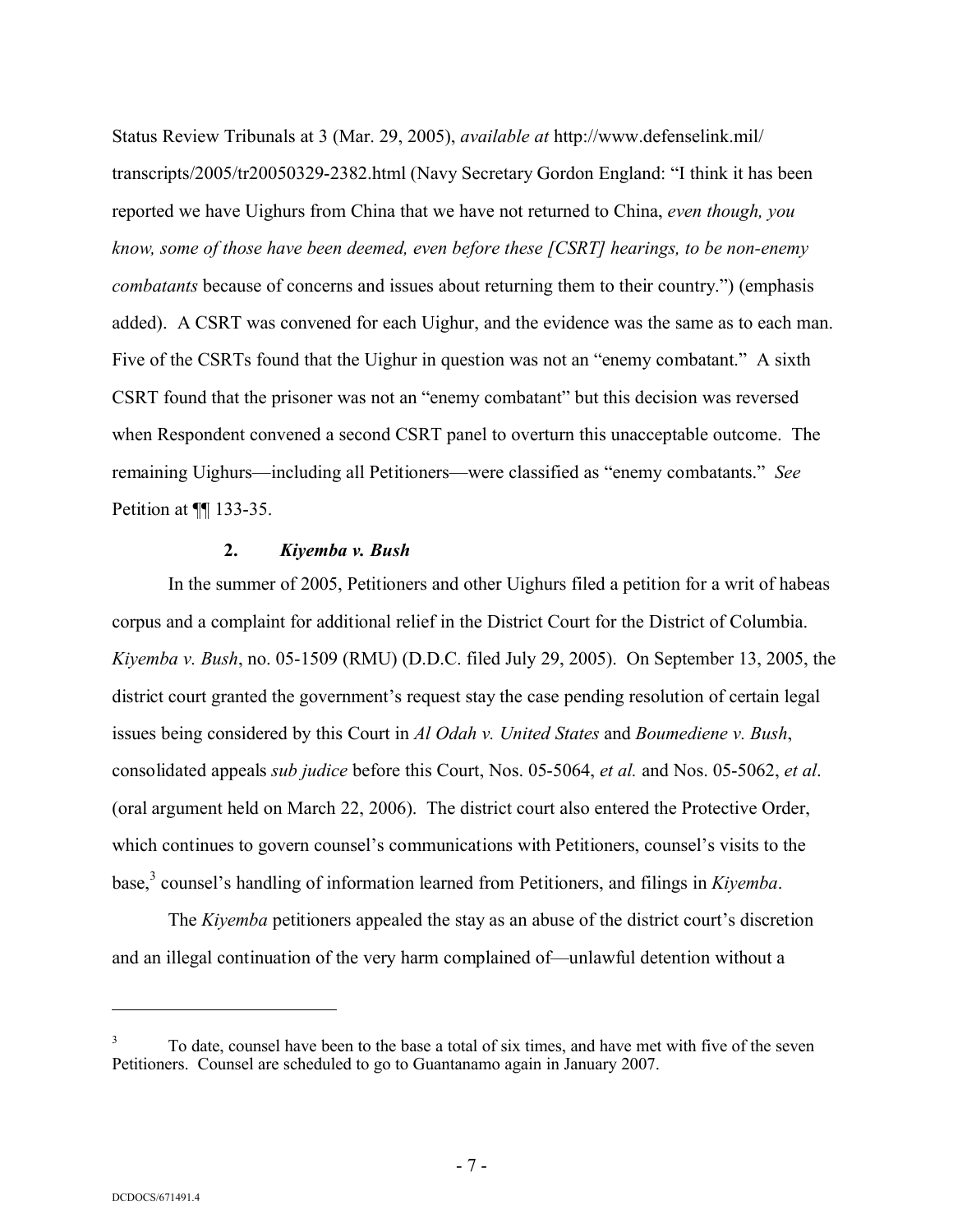Status Review Tribunals at 3 (Mar. 29, 2005), *available at* http://www.defenselink.mil/transcripts/2005/tr20050329-2382.html (Navy Secretary Gordon England: "I think it has been reported we have Uighurs from China that we have not returned to China, *even though, you know, some of those have been deemed, even before these [CSRT] hearings, to be non-enemy combatants* because of concerns and issues about returning them to their country.") (emphasis added). A CSRT was convened for each Uighur, and the evidence was the same as to each man. Five of the CSRTs found that the Uighur in question was not an "enemy combatant." A sixth CSRT found that the prisoner was not an "enemy combatant" but this decision was reversed when Respondent convened a second CSRT panel to overturn this unacceptable outcome. The remaining Uighurs—including all Petitioners—were classified as "enemy combatants." *See* Petition at ¶¶ 133-35.

### 2. *Kiyemba v. Bush*

In the summer of 2005, Petitioners and other Uighurs filed a petition for a writ of habeas corpus and a complaint for additional relief in the District Court for the District of Columbia. *Kiyemba v. Bush*, no. 05-1509 (RMU) (D.D.C. filed July 29, 2005). On September 13, 2005, the district court granted the government's request stay the case pending resolution of certain legal issues being considered by this Court in *Al Odah v. United States* and *Boumediene v. Bush*, consolidated appeals *sub judice* before this Court, Nos. 05-5064, *et al.* and Nos. 05-5062, *et al*. (oral argument held on March 22, 2006). The district court also entered the Protective Order, which continues to govern counsel's communications with Petitioners, counsel's visits to the base,[3] counsel's handling of information learned from Petitioners, and filings in *Kiyemba*.

The *Kiyemba* petitioners appealed the stay as an abuse of the district court's discretion and an illegal continuation of the very harm complained of—unlawful detention without a

---

[3] To date, counsel have been to the base a total of six times, and have met with five of the seven Petitioners. Counsel are scheduled to go to Guantanamo again in January 2007.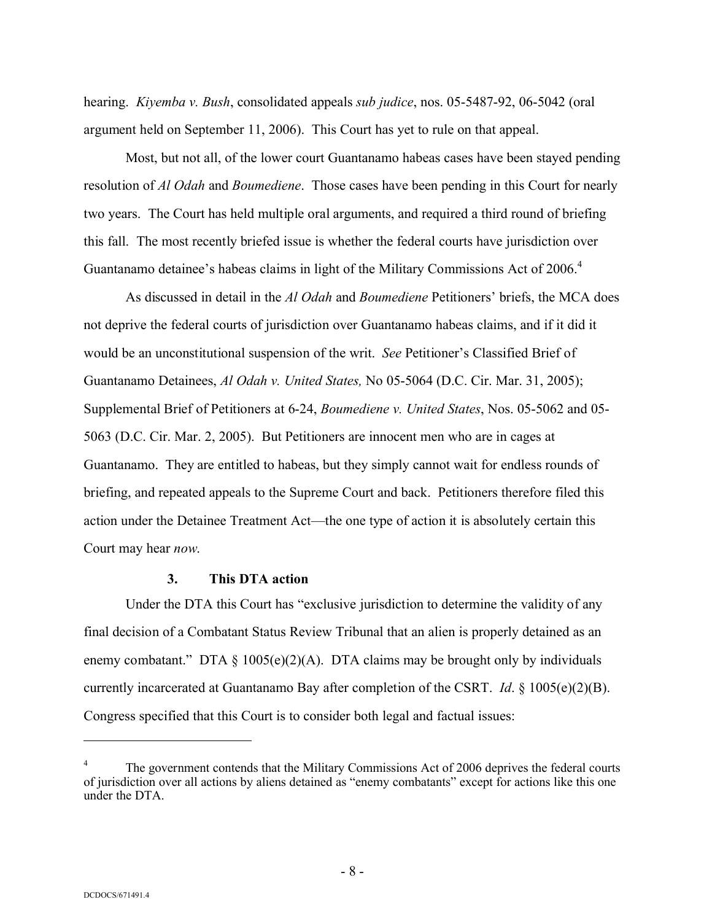hearing. *Kiyemba v. Bush*, consolidated appeals *sub judice*, nos. 05-5487-92, 06-5042 (oral argument held on September 11, 2006). This Court has yet to rule on that appeal.

Most, but not all, of the lower court Guantanamo habeas cases have been stayed pending resolution of *Al Odah* and *Boumediene*. Those cases have been pending in this Court for nearly two years. The Court has held multiple oral arguments, and required a third round of briefing this fall. The most recently briefed issue is whether the federal courts have jurisdiction over Guantanamo detainee's habeas claims in light of the Military Commissions Act of 2006.[4]

As discussed in detail in the *Al Odah* and *Boumediene* Petitioners' briefs, the MCA does not deprive the federal courts of jurisdiction over Guantanamo habeas claims, and if it did it would be an unconstitutional suspension of the writ. *See* Petitioner's Classified Brief of Guantanamo Detainees, *Al Odah v. United States,* No 05-5064 (D.C. Cir. Mar. 31, 2005); Supplemental Brief of Petitioners at 6-24, *Boumediene v. United States*, Nos. 05-5062 and 05-5063 (D.C. Cir. Mar. 2, 2005). But Petitioners are innocent men who are in cages at Guantanamo. They are entitled to habeas, but they simply cannot wait for endless rounds of briefing, and repeated appeals to the Supreme Court and back. Petitioners therefore filed this action under the Detainee Treatment Act—the one type of action it is absolutely certain this Court may hear *now*.

### 3. This DTA action

Under the DTA this Court has "exclusive jurisdiction to determine the validity of any final decision of a Combatant Status Review Tribunal that an alien is properly detained as an enemy combatant." DTA § 1005(e)(2)(A). DTA claims may be brought only by individuals currently incarcerated at Guantanamo Bay after completion of the CSRT. *Id*. § 1005(e)(2)(B). Congress specified that this Court is to consider both legal and factual issues:

---

[4] The government contends that the Military Commissions Act of 2006 deprives the federal courts of jurisdiction over all actions by aliens detained as "enemy combatants" except for actions like this one under the DTA.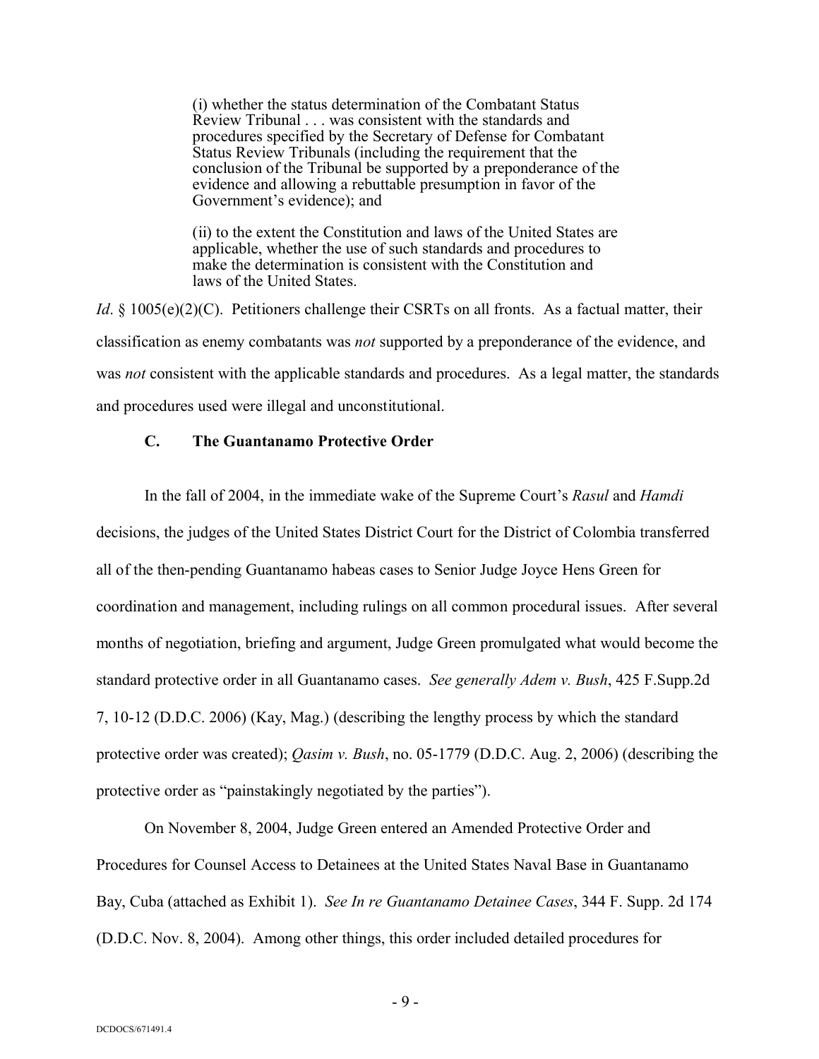> (i) whether the status determination of the Combatant Status Review Tribunal . . . was consistent with the standards and procedures specified by the Secretary of Defense for Combatant Status Review Tribunals (including the requirement that the conclusion of the Tribunal be supported by a preponderance of the evidence and allowing a rebuttable presumption in favor of the Government's evidence); and
>
> (ii) to the extent the Constitution and laws of the United States are applicable, whether the use of such standards and procedures to make the determination is consistent with the Constitution and laws of the United States.

*Id*. § 1005(e)(2)(C). Petitioners challenge their CSRTs on all fronts. As a factual matter, their classification as enemy combatants was *not* supported by a preponderance of the evidence, and was *not* consistent with the applicable standards and procedures. As a legal matter, the standards and procedures used were illegal and unconstitutional.

### C. The Guantanamo Protective Order

In the fall of 2004, in the immediate wake of the Supreme Court's *Rasul* and *Hamdi* decisions, the judges of the United States District Court for the District of Colombia transferred all of the then-pending Guantanamo habeas cases to Senior Judge Joyce Hens Green for coordination and management, including rulings on all common procedural issues. After several months of negotiation, briefing and argument, Judge Green promulgated what would become the standard protective order in all Guantanamo cases. *See generally Adem v. Bush*, 425 F.Supp.2d 7, 10-12 (D.D.C. 2006) (Kay, Mag.) (describing the lengthy process by which the standard protective order was created); *Qasim v. Bush*, no. 05-1779 (D.D.C. Aug. 2, 2006) (describing the protective order as "painstakingly negotiated by the parties").

On November 8, 2004, Judge Green entered an Amended Protective Order and Procedures for Counsel Access to Detainees at the United States Naval Base in Guantanamo Bay, Cuba (attached as Exhibit 1). *See In re Guantanamo Detainee Cases*, 344 F. Supp. 2d 174 (D.D.C. Nov. 8, 2004). Among other things, this order included detailed procedures for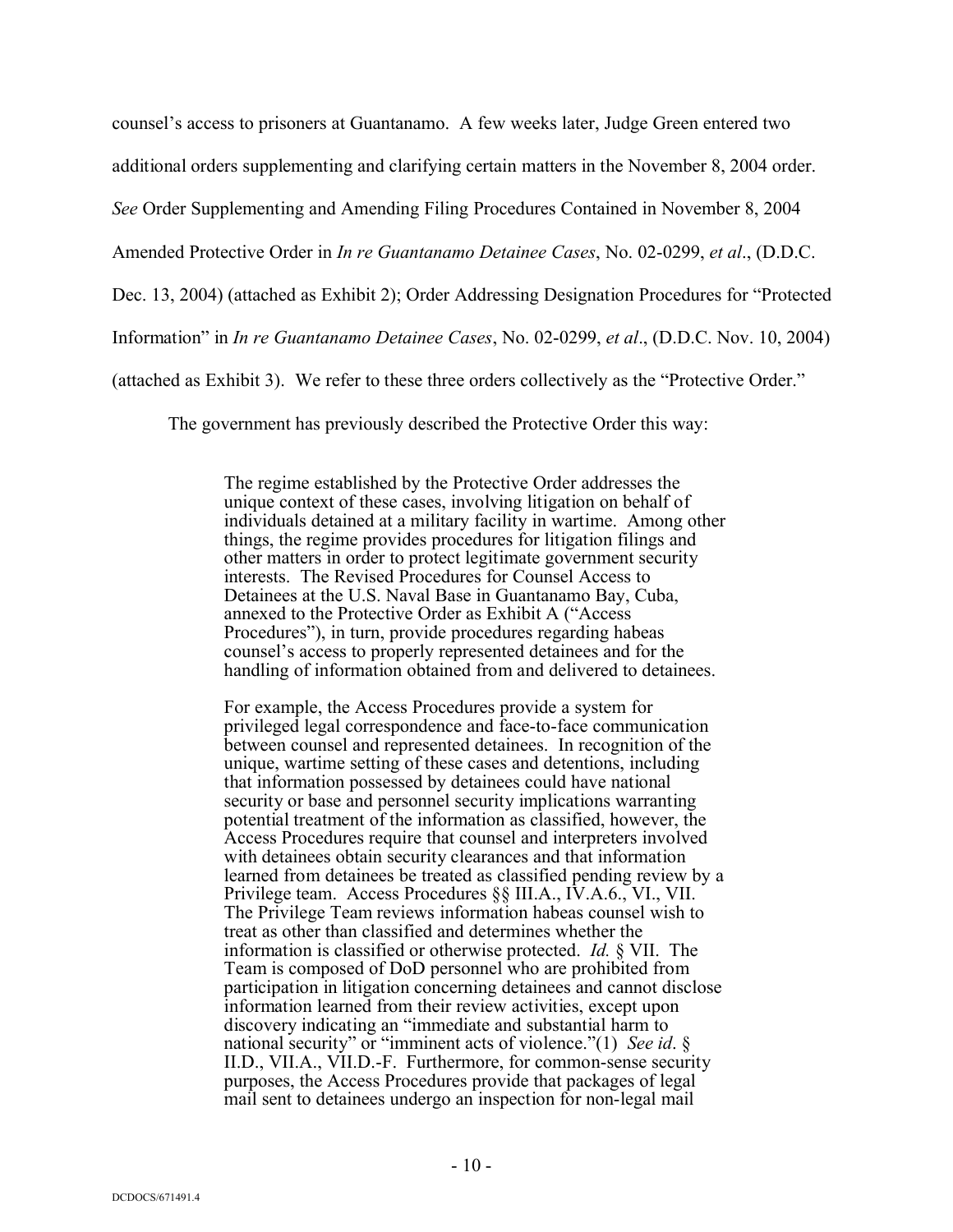counsel's access to prisoners at Guantanamo. A few weeks later, Judge Green entered two additional orders supplementing and clarifying certain matters in the November 8, 2004 order. *See* Order Supplementing and Amending Filing Procedures Contained in November 8, 2004 Amended Protective Order in *In re Guantanamo Detainee Cases*, No. 02-0299, *et al*., (D.D.C. Dec. 13, 2004) (attached as Exhibit 2); Order Addressing Designation Procedures for "Protected Information" in *In re Guantanamo Detainee Cases*, No. 02-0299, *et al*., (D.D.C. Nov. 10, 2004) (attached as Exhibit 3). We refer to these three orders collectively as the "Protective Order."

The government has previously described the Protective Order this way:

> The regime established by the Protective Order addresses the unique context of these cases, involving litigation on behalf of individuals detained at a military facility in wartime. Among other things, the regime provides procedures for litigation filings and other matters in order to protect legitimate government security interests. The Revised Procedures for Counsel Access to Detainees at the U.S. Naval Base in Guantanamo Bay, Cuba, annexed to the Protective Order as Exhibit A ("Access Procedures"), in turn, provide procedures regarding habeas counsel's access to properly represented detainees and for the handling of information obtained from and delivered to detainees.
>
> For example, the Access Procedures provide a system for privileged legal correspondence and face-to-face communication between counsel and represented detainees. In recognition of the unique, wartime setting of these cases and detentions, including that information possessed by detainees could have national security or base and personnel security implications warranting potential treatment of the information as classified, however, the Access Procedures require that counsel and interpreters involved with detainees obtain security clearances and that information learned from detainees be treated as classified pending review by a Privilege team. Access Procedures §§ III.A., IV.A.6., VI., VII. The Privilege Team reviews information habeas counsel wish to treat as other than classified and determines whether the information is classified or otherwise protected. *Id.* § VII. The Team is composed of DoD personnel who are prohibited from participation in litigation concerning detainees and cannot disclose information learned from their review activities, except upon discovery indicating an "immediate and substantial harm to national security" or "imminent acts of violence."(1) *See id*. § II.D., VII.A., VII.D.-F. Furthermore, for common-sense security purposes, the Access Procedures provide that packages of legal mail sent to detainees undergo an inspection for non-legal mail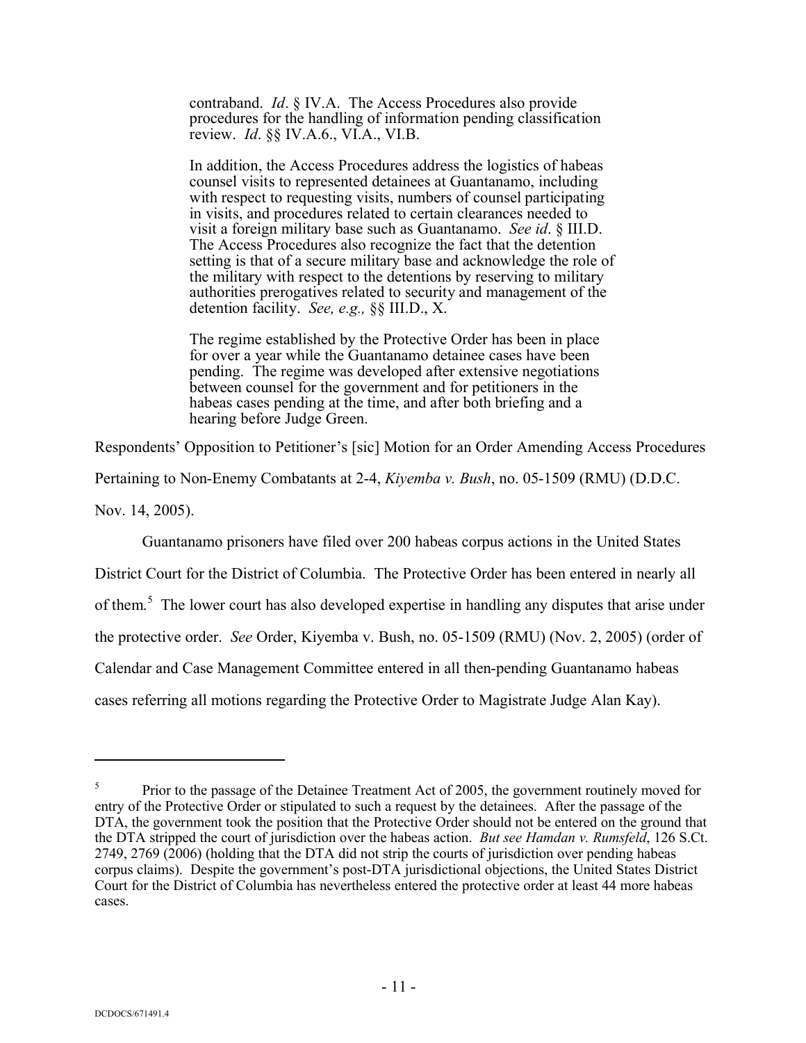> contraband. *Id*. § IV.A. The Access Procedures also provide procedures for the handling of information pending classification review. *Id*. §§ IV.A.6., VI.A., VI.B.
>
> In addition, the Access Procedures address the logistics of habeas counsel visits to represented detainees at Guantanamo, including with respect to requesting visits, numbers of counsel participating in visits, and procedures related to certain clearances needed to visit a foreign military base such as Guantanamo. *See id*. § III.D. The Access Procedures also recognize the fact that the detention setting is that of a secure military base and acknowledge the role of the military with respect to the detentions by reserving to military authorities prerogatives related to security and management of the detention facility. *See, e.g.,* §§ III.D., X.
>
> The regime established by the Protective Order has been in place for over a year while the Guantanamo detainee cases have been pending. The regime was developed after extensive negotiations between counsel for the government and for petitioners in the habeas cases pending at the time, and after both briefing and a hearing before Judge Green.

Respondents' Opposition to Petitioner's [sic] Motion for an Order Amending Access Procedures Pertaining to Non-Enemy Combatants at 2-4, *Kiyemba v. Bush*, no. 05-1509 (RMU) (D.D.C. Nov. 14, 2005).

Guantanamo prisoners have filed over 200 habeas corpus actions in the United States District Court for the District of Columbia. The Protective Order has been entered in nearly all of them.[5] The lower court has also developed expertise in handling any disputes that arise under the protective order. *See* Order, Kiyemba v. Bush, no. 05-1509 (RMU) (Nov. 2, 2005) (order of Calendar and Case Management Committee entered in all then-pending Guantanamo habeas cases referring all motions regarding the Protective Order to Magistrate Judge Alan Kay).

---

[5] Prior to the passage of the Detainee Treatment Act of 2005, the government routinely moved for entry of the Protective Order or stipulated to such a request by the detainees. After the passage of the DTA, the government took the position that the Protective Order should not be entered on the ground that the DTA stripped the court of jurisdiction over the habeas action. *But see Hamdan v. Rumsfeld*, 126 S.Ct. 2749, 2769 (2006) (holding that the DTA did not strip the courts of jurisdiction over pending habeas corpus claims). Despite the government's post-DTA jurisdictional objections, the United States District Court for the District of Columbia has nevertheless entered the protective order at least 44 more habeas cases.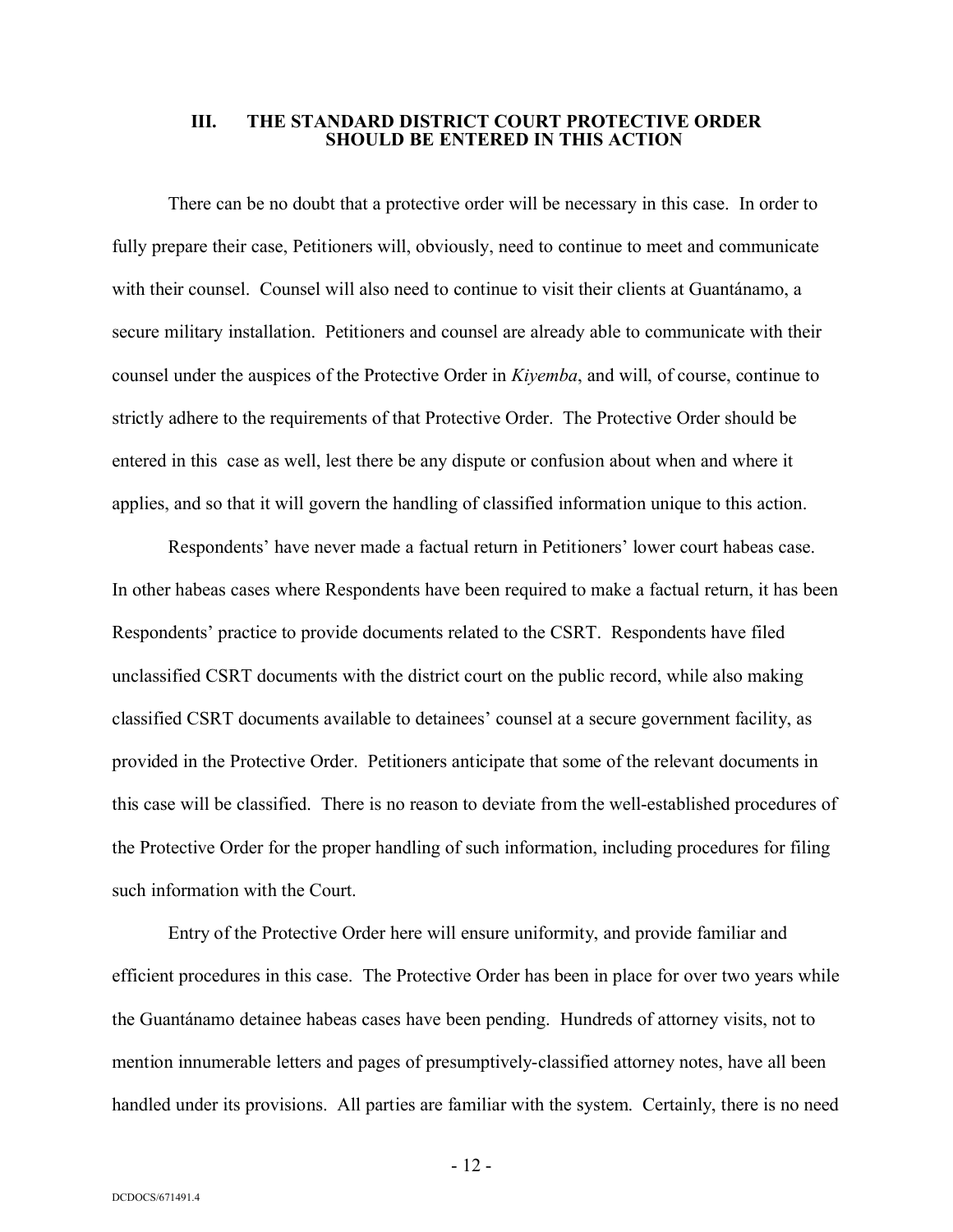### III. THE STANDARD DISTRICT COURT PROTECTIVE ORDER SHOULD BE ENTERED IN THIS ACTION

There can be no doubt that a protective order will be necessary in this case. In order to fully prepare their case, Petitioners will, obviously, need to continue to meet and communicate with their counsel. Counsel will also need to continue to visit their clients at Guantánamo, a secure military installation. Petitioners and counsel are already able to communicate with their counsel under the auspices of the Protective Order in *Kiyemba*, and will, of course, continue to strictly adhere to the requirements of that Protective Order. The Protective Order should be entered in this case as well, lest there be any dispute or confusion about when and where it applies, and so that it will govern the handling of classified information unique to this action.

Respondents' have never made a factual return in Petitioners' lower court habeas case. In other habeas cases where Respondents have been required to make a factual return, it has been Respondents' practice to provide documents related to the CSRT. Respondents have filed unclassified CSRT documents with the district court on the public record, while also making classified CSRT documents available to detainees' counsel at a secure government facility, as provided in the Protective Order. Petitioners anticipate that some of the relevant documents in this case will be classified. There is no reason to deviate from the well-established procedures of the Protective Order for the proper handling of such information, including procedures for filing such information with the Court.

Entry of the Protective Order here will ensure uniformity, and provide familiar and efficient procedures in this case. The Protective Order has been in place for over two years while the Guantánamo detainee habeas cases have been pending. Hundreds of attorney visits, not to mention innumerable letters and pages of presumptively-classified attorney notes, have all been handled under its provisions. All parties are familiar with the system. Certainly, there is no need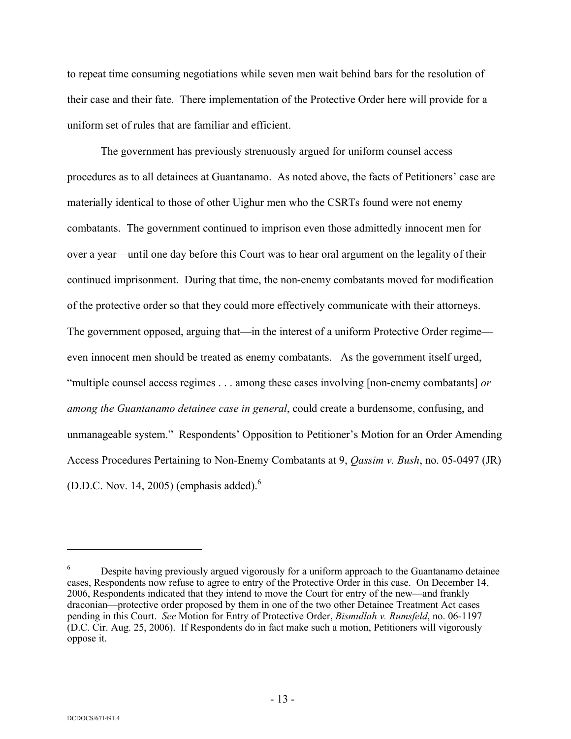to repeat time consuming negotiations while seven men wait behind bars for the resolution of their case and their fate. There implementation of the Protective Order here will provide for a uniform set of rules that are familiar and efficient.

The government has previously strenuously argued for uniform counsel access procedures as to all detainees at Guantanamo. As noted above, the facts of Petitioners' case are materially identical to those of other Uighur men who the CSRTs found were not enemy combatants. The government continued to imprison even those admittedly innocent men for over a year—until one day before this Court was to hear oral argument on the legality of their continued imprisonment. During that time, the non-enemy combatants moved for modification of the protective order so that they could more effectively communicate with their attorneys. The government opposed, arguing that—in the interest of a uniform Protective Order regime—even innocent men should be treated as enemy combatants. As the government itself urged, "multiple counsel access regimes . . . among these cases involving [non-enemy combatants] *or among the Guantanamo detainee case in general*, could create a burdensome, confusing, and unmanageable system." Respondents' Opposition to Petitioner's Motion for an Order Amending Access Procedures Pertaining to Non-Enemy Combatants at 9, *Qassim v. Bush*, no. 05-0497 (JR) (D.D.C. Nov. 14, 2005) (emphasis added).[6]

---

[6] Despite having previously argued vigorously for a uniform approach to the Guantanamo detainee cases, Respondents now refuse to agree to entry of the Protective Order in this case. On December 14, 2006, Respondents indicated that they intend to move the Court for entry of the new—and frankly draconian—protective order proposed by them in one of the two other Detainee Treatment Act cases pending in this Court. *See* Motion for Entry of Protective Order, *Bismullah v. Rumsfeld*, no. 06-1197 (D.C. Cir. Aug. 25, 2006). If Respondents do in fact make such a motion, Petitioners will vigorously oppose it.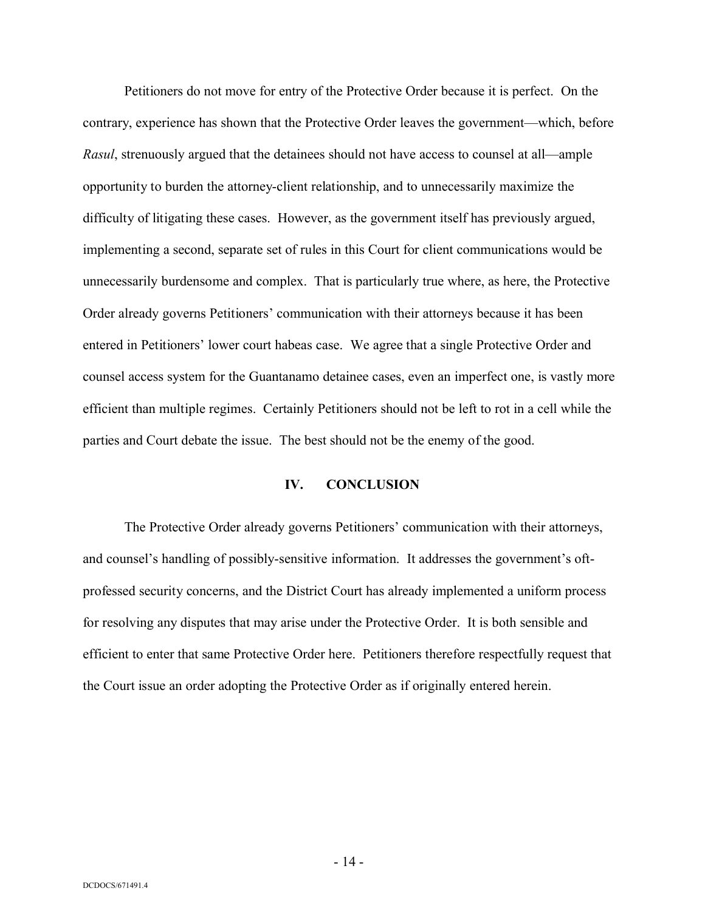Petitioners do not move for entry of the Protective Order because it is perfect. On the contrary, experience has shown that the Protective Order leaves the government—which, before *Rasul*, strenuously argued that the detainees should not have access to counsel at all—ample opportunity to burden the attorney-client relationship, and to unnecessarily maximize the difficulty of litigating these cases. However, as the government itself has previously argued, implementing a second, separate set of rules in this Court for client communications would be unnecessarily burdensome and complex. That is particularly true where, as here, the Protective Order already governs Petitioners' communication with their attorneys because it has been entered in Petitioners' lower court habeas case. We agree that a single Protective Order and counsel access system for the Guantanamo detainee cases, even an imperfect one, is vastly more efficient than multiple regimes. Certainly Petitioners should not be left to rot in a cell while the parties and Court debate the issue. The best should not be the enemy of the good.

## IV. CONCLUSION

The Protective Order already governs Petitioners' communication with their attorneys, and counsel's handling of possibly-sensitive information. It addresses the government's oft-professed security concerns, and the District Court has already implemented a uniform process for resolving any disputes that may arise under the Protective Order. It is both sensible and efficient to enter that same Protective Order here. Petitioners therefore respectfully request that the Court issue an order adopting the Protective Order as if originally entered herein.

DCDOCS/671491.4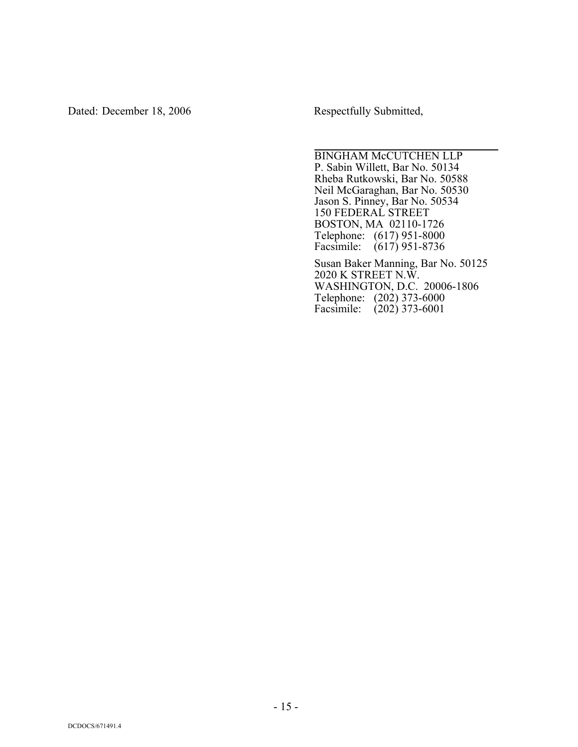Dated: December 18, 2006

Respectfully Submitted,

\_\_\_\_\_\_\_\_\_\_\_\_\_\_\_\_\_\_\_\_\_\_\_\_\_\_\_\_\_\_

BINGHAM McCUTCHEN LLP
P. Sabin Willett, Bar No. 50134
Rheba Rutkowski, Bar No. 50588
Neil McGaraghan, Bar No. 50530
Jason S. Pinney, Bar No. 50534
150 FEDERAL STREET
BOSTON, MA 02110-1726
Telephone: (617) 951-8000
Facsimile: (617) 951-8736

Susan Baker Manning, Bar No. 50125
2020 K STREET N.W.
WASHINGTON, D.C. 20006-1806
Telephone: (202) 373-6000
Facsimile: (202) 373-6001

DCDOCS/671491.4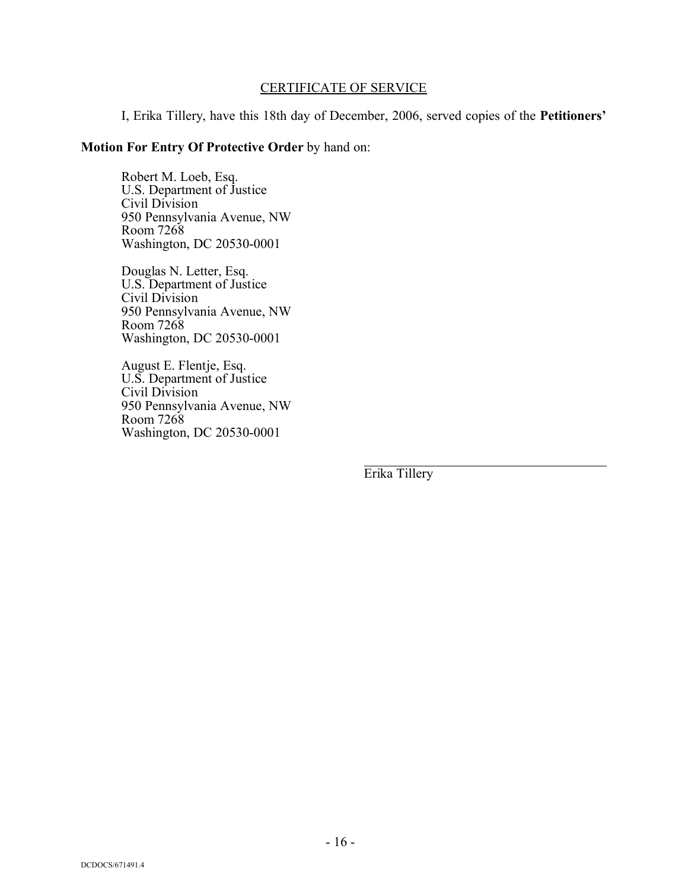## CERTIFICATE OF SERVICE

I, Erika Tillery, have this 18th day of December, 2006, served copies of the **Petitioners' Motion For Entry Of Protective Order** by hand on:

Robert M. Loeb, Esq.
U.S. Department of Justice
Civil Division
950 Pennsylvania Avenue, NW
Room 7268
Washington, DC 20530-0001

Douglas N. Letter, Esq.
U.S. Department of Justice
Civil Division
950 Pennsylvania Avenue, NW
Room 7268
Washington, DC 20530-0001

August E. Flentje, Esq.
U.S. Department of Justice
Civil Division
950 Pennsylvania Avenue, NW
Room 7268
Washington, DC 20530-0001

Erika Tillery

DCDOCS/671491.4